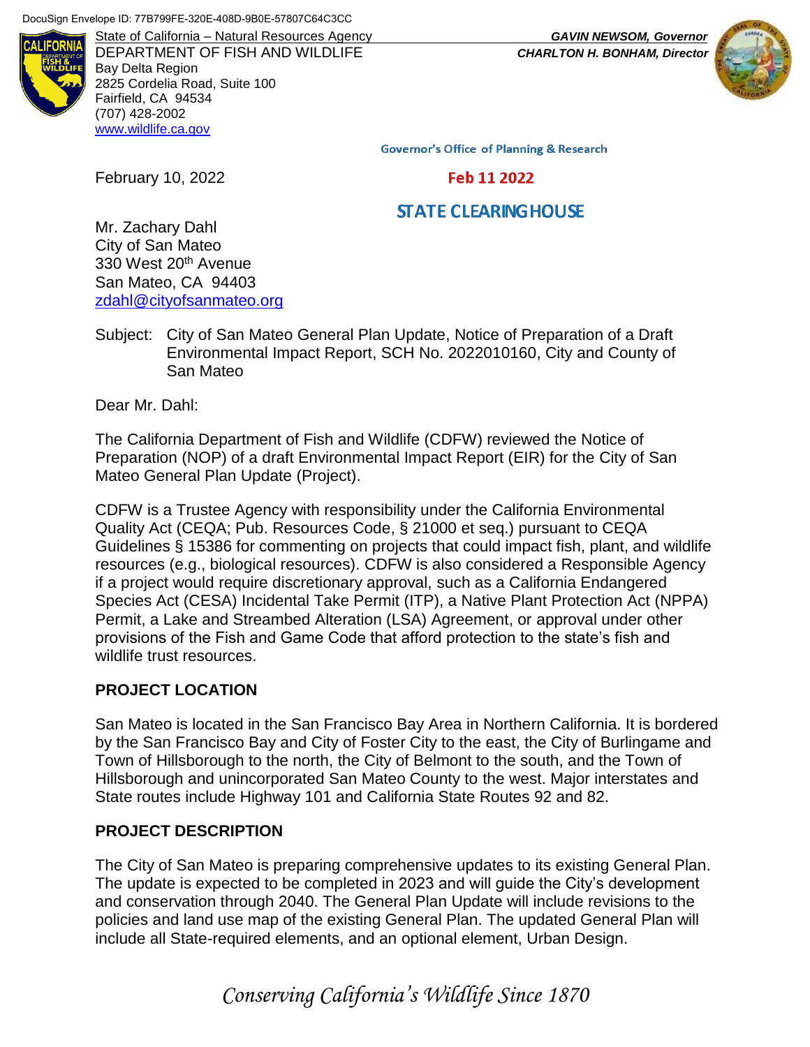DocuSign Envelope ID: 77B799FE-320E-408D-9B0E-57807C64C3CC

State of California – Natural Resources Agency
DEPARTMENT OF FISH AND WILDLIFE
Bay Delta Region
2825 Cordelia Road, Suite 100
Fairfield, CA 94534
(707) 428-2002
www.wildlife.ca.gov

***GAVIN NEWSOM, Governor***
***CHARLTON H. BONHAM, Director***

Governor's Office of Planning & Research

Feb 11 2022

STATE CLEARINGHOUSE

February 10, 2022

Mr. Zachary Dahl
City of San Mateo
330 West 20th Avenue
San Mateo, CA 94403
zdahl@cityofsanmateo.org

Subject: City of San Mateo General Plan Update, Notice of Preparation of a Draft Environmental Impact Report, SCH No. 2022010160, City and County of San Mateo

Dear Mr. Dahl:

The California Department of Fish and Wildlife (CDFW) reviewed the Notice of Preparation (NOP) of a draft Environmental Impact Report (EIR) for the City of San Mateo General Plan Update (Project).

CDFW is a Trustee Agency with responsibility under the California Environmental Quality Act (CEQA; Pub. Resources Code, § 21000 et seq.) pursuant to CEQA Guidelines § 15386 for commenting on projects that could impact fish, plant, and wildlife resources (e.g., biological resources). CDFW is also considered a Responsible Agency if a project would require discretionary approval, such as a California Endangered Species Act (CESA) Incidental Take Permit (ITP), a Native Plant Protection Act (NPPA) Permit, a Lake and Streambed Alteration (LSA) Agreement, or approval under other provisions of the Fish and Game Code that afford protection to the state's fish and wildlife trust resources.

## PROJECT LOCATION

San Mateo is located in the San Francisco Bay Area in Northern California. It is bordered by the San Francisco Bay and City of Foster City to the east, the City of Burlingame and Town of Hillsborough to the north, the City of Belmont to the south, and the Town of Hillsborough and unincorporated San Mateo County to the west. Major interstates and State routes include Highway 101 and California State Routes 92 and 82.

## PROJECT DESCRIPTION

The City of San Mateo is preparing comprehensive updates to its existing General Plan. The update is expected to be completed in 2023 and will guide the City's development and conservation through 2040. The General Plan Update will include revisions to the policies and land use map of the existing General Plan. The updated General Plan will include all State-required elements, and an optional element, Urban Design.

*Conserving California's Wildlife Since 1870*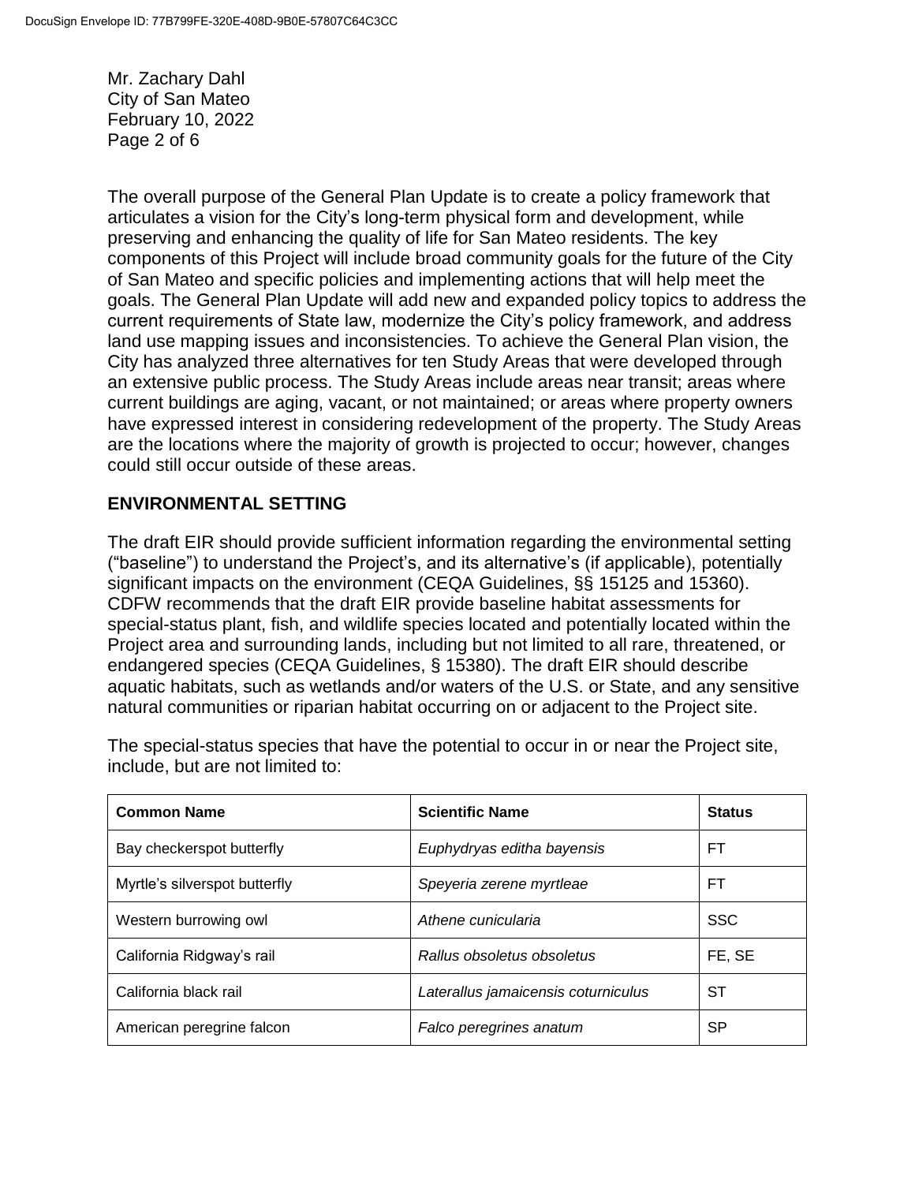The overall purpose of the General Plan Update is to create a policy framework that articulates a vision for the City's long-term physical form and development, while preserving and enhancing the quality of life for San Mateo residents. The key components of this Project will include broad community goals for the future of the City of San Mateo and specific policies and implementing actions that will help meet the goals. The General Plan Update will add new and expanded policy topics to address the current requirements of State law, modernize the City's policy framework, and address land use mapping issues and inconsistencies. To achieve the General Plan vision, the City has analyzed three alternatives for ten Study Areas that were developed through an extensive public process. The Study Areas include areas near transit; areas where current buildings are aging, vacant, or not maintained; or areas where property owners have expressed interest in considering redevelopment of the property. The Study Areas are the locations where the majority of growth is projected to occur; however, changes could still occur outside of these areas.

## ENVIRONMENTAL SETTING

The draft EIR should provide sufficient information regarding the environmental setting ("baseline") to understand the Project's, and its alternative's (if applicable), potentially significant impacts on the environment (CEQA Guidelines, §§ 15125 and 15360). CDFW recommends that the draft EIR provide baseline habitat assessments for special-status plant, fish, and wildlife species located and potentially located within the Project area and surrounding lands, including but not limited to all rare, threatened, or endangered species (CEQA Guidelines, § 15380). The draft EIR should describe aquatic habitats, such as wetlands and/or waters of the U.S. or State, and any sensitive natural communities or riparian habitat occurring on or adjacent to the Project site.

The special-status species that have the potential to occur in or near the Project site, include, but are not limited to:

| Common Name | Scientific Name | Status |
|---|---|---|
| Bay checkerspot butterfly | *Euphydryas editha bayensis* | FT |
| Myrtle's silverspot butterfly | *Speyeria zerene myrtleae* | FT |
| Western burrowing owl | *Athene cunicularia* | SSC |
| California Ridgway's rail | *Rallus obsoletus obsoletus* | FE, SE |
| California black rail | *Laterallus jamaicensis coturniculus* | ST |
| American peregrine falcon | *Falco peregrines anatum* | SP |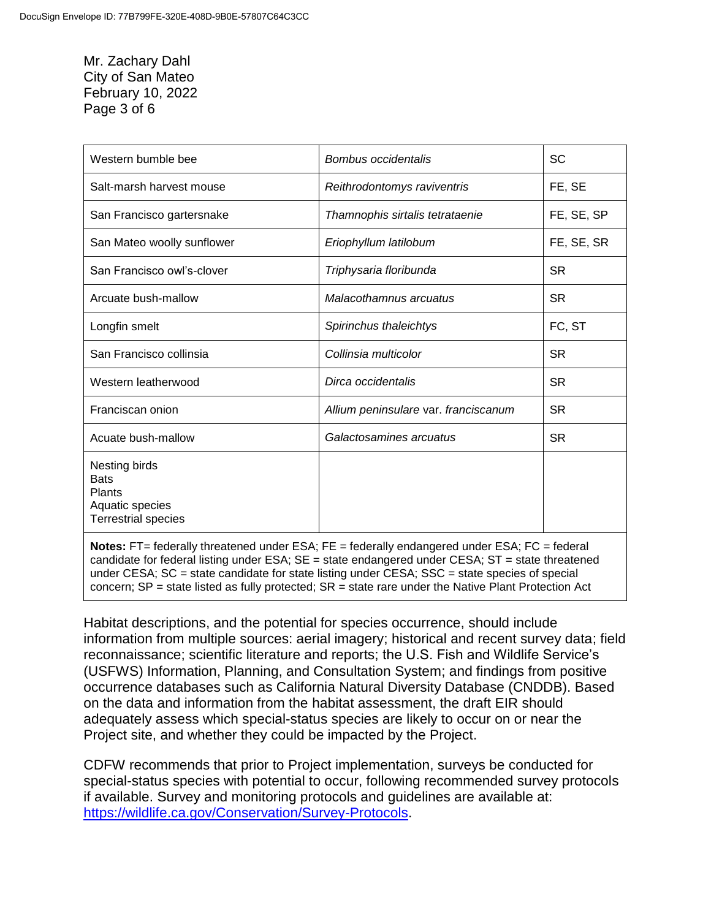Mr. Zachary Dahl
City of San Mateo
February 10, 2022

| | | |
|---|---|---|
| Western bumble bee | *Bombus occidentalis* | SC |
| Salt-marsh harvest mouse | *Reithrodontomys raviventris* | FE, SE |
| San Francisco gartersnake | *Thamnophis sirtalis tetrataenie* | FE, SE, SP |
| San Mateo woolly sunflower | *Eriophyllum latilobum* | FE, SE, SR |
| San Francisco owl's-clover | *Triphysaria floribunda* | SR |
| Arcuate bush-mallow | *Malacothamnus arcuatus* | SR |
| Longfin smelt | *Spirinchus thaleichtys* | FC, ST |
| San Francisco collinsia | *Collinsia multicolor* | SR |
| Western leatherwood | *Dirca occidentalis* | SR |
| Franciscan onion | *Allium peninsulare* var. *franciscanum* | SR |
| Acuate bush-mallow | *Galactosamines arcuatus* | SR |
| Nesting birds<br>Bats<br>Plants<br>Aquatic species<br>Terrestrial species | | |

**Notes:** FT= federally threatened under ESA; FE = federally endangered under ESA; FC = federal candidate for federal listing under ESA; SE = state endangered under CESA; ST = state threatened under CESA; SC = state candidate for state listing under CESA; SSC = state species of special concern; SP = state listed as fully protected; SR = state rare under the Native Plant Protection Act

Habitat descriptions, and the potential for species occurrence, should include information from multiple sources: aerial imagery; historical and recent survey data; field reconnaissance; scientific literature and reports; the U.S. Fish and Wildlife Service's (USFWS) Information, Planning, and Consultation System; and findings from positive occurrence databases such as California Natural Diversity Database (CNDDB). Based on the data and information from the habitat assessment, the draft EIR should adequately assess which special-status species are likely to occur on or near the Project site, and whether they could be impacted by the Project.

CDFW recommends that prior to Project implementation, surveys be conducted for special-status species with potential to occur, following recommended survey protocols if available. Survey and monitoring protocols and guidelines are available at: [https://wildlife.ca.gov/Conservation/Survey-Protocols](https://wildlife.ca.gov/Conservation/Survey-Protocols).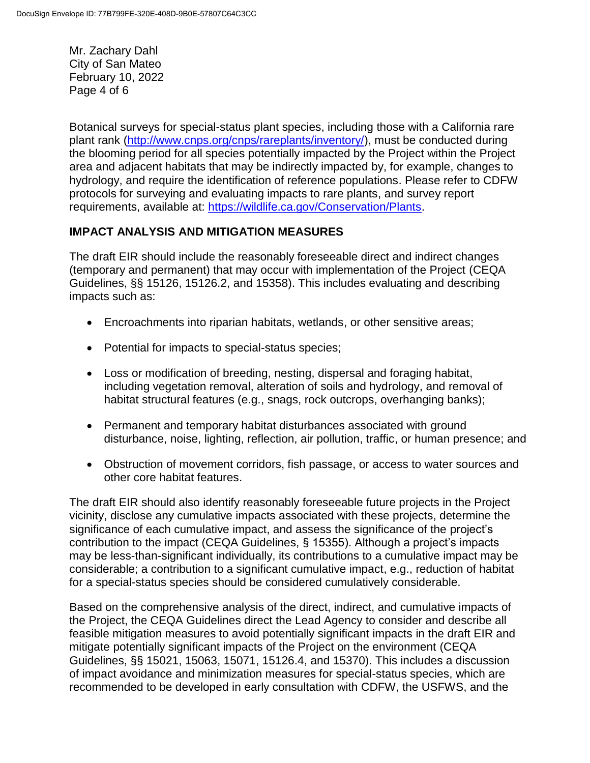Botanical surveys for special-status plant species, including those with a California rare plant rank (http://www.cnps.org/cnps/rareplants/inventory/), must be conducted during the blooming period for all species potentially impacted by the Project within the Project area and adjacent habitats that may be indirectly impacted by, for example, changes to hydrology, and require the identification of reference populations. Please refer to CDFW protocols for surveying and evaluating impacts to rare plants, and survey report requirements, available at: https://wildlife.ca.gov/Conservation/Plants.

## IMPACT ANALYSIS AND MITIGATION MEASURES

The draft EIR should include the reasonably foreseeable direct and indirect changes (temporary and permanent) that may occur with implementation of the Project (CEQA Guidelines, §§ 15126, 15126.2, and 15358). This includes evaluating and describing impacts such as:

- Encroachments into riparian habitats, wetlands, or other sensitive areas;
- Potential for impacts to special-status species;
- Loss or modification of breeding, nesting, dispersal and foraging habitat, including vegetation removal, alteration of soils and hydrology, and removal of habitat structural features (e.g., snags, rock outcrops, overhanging banks);
- Permanent and temporary habitat disturbances associated with ground disturbance, noise, lighting, reflection, air pollution, traffic, or human presence; and
- Obstruction of movement corridors, fish passage, or access to water sources and other core habitat features.

The draft EIR should also identify reasonably foreseeable future projects in the Project vicinity, disclose any cumulative impacts associated with these projects, determine the significance of each cumulative impact, and assess the significance of the project's contribution to the impact (CEQA Guidelines, § 15355). Although a project's impacts may be less-than-significant individually, its contributions to a cumulative impact may be considerable; a contribution to a significant cumulative impact, e.g., reduction of habitat for a special-status species should be considered cumulatively considerable.

Based on the comprehensive analysis of the direct, indirect, and cumulative impacts of the Project, the CEQA Guidelines direct the Lead Agency to consider and describe all feasible mitigation measures to avoid potentially significant impacts in the draft EIR and mitigate potentially significant impacts of the Project on the environment (CEQA Guidelines, §§ 15021, 15063, 15071, 15126.4, and 15370). This includes a discussion of impact avoidance and minimization measures for special-status species, which are recommended to be developed in early consultation with CDFW, the USFWS, and the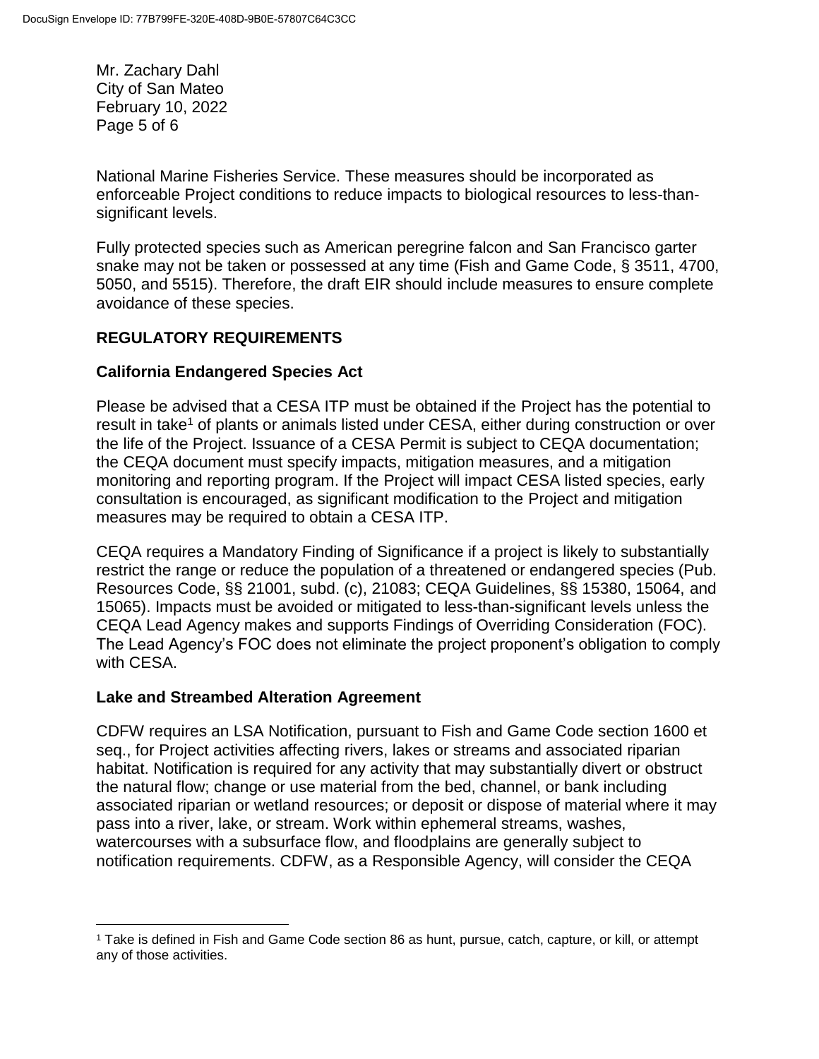National Marine Fisheries Service. These measures should be incorporated as enforceable Project conditions to reduce impacts to biological resources to less-than-significant levels.

Fully protected species such as American peregrine falcon and San Francisco garter snake may not be taken or possessed at any time (Fish and Game Code, § 3511, 4700, 5050, and 5515). Therefore, the draft EIR should include measures to ensure complete avoidance of these species.

## REGULATORY REQUIREMENTS

### California Endangered Species Act

Please be advised that a CESA ITP must be obtained if the Project has the potential to result in take[1] of plants or animals listed under CESA, either during construction or over the life of the Project. Issuance of a CESA Permit is subject to CEQA documentation; the CEQA document must specify impacts, mitigation measures, and a mitigation monitoring and reporting program. If the Project will impact CESA listed species, early consultation is encouraged, as significant modification to the Project and mitigation measures may be required to obtain a CESA ITP.

CEQA requires a Mandatory Finding of Significance if a project is likely to substantially restrict the range or reduce the population of a threatened or endangered species (Pub. Resources Code, §§ 21001, subd. (c), 21083; CEQA Guidelines, §§ 15380, 15064, and 15065). Impacts must be avoided or mitigated to less-than-significant levels unless the CEQA Lead Agency makes and supports Findings of Overriding Consideration (FOC). The Lead Agency's FOC does not eliminate the project proponent's obligation to comply with CESA.

### Lake and Streambed Alteration Agreement

CDFW requires an LSA Notification, pursuant to Fish and Game Code section 1600 et seq., for Project activities affecting rivers, lakes or streams and associated riparian habitat. Notification is required for any activity that may substantially divert or obstruct the natural flow; change or use material from the bed, channel, or bank including associated riparian or wetland resources; or deposit or dispose of material where it may pass into a river, lake, or stream. Work within ephemeral streams, washes, watercourses with a subsurface flow, and floodplains are generally subject to notification requirements. CDFW, as a Responsible Agency, will consider the CEQA

[1] Take is defined in Fish and Game Code section 86 as hunt, pursue, catch, capture, or kill, or attempt any of those activities.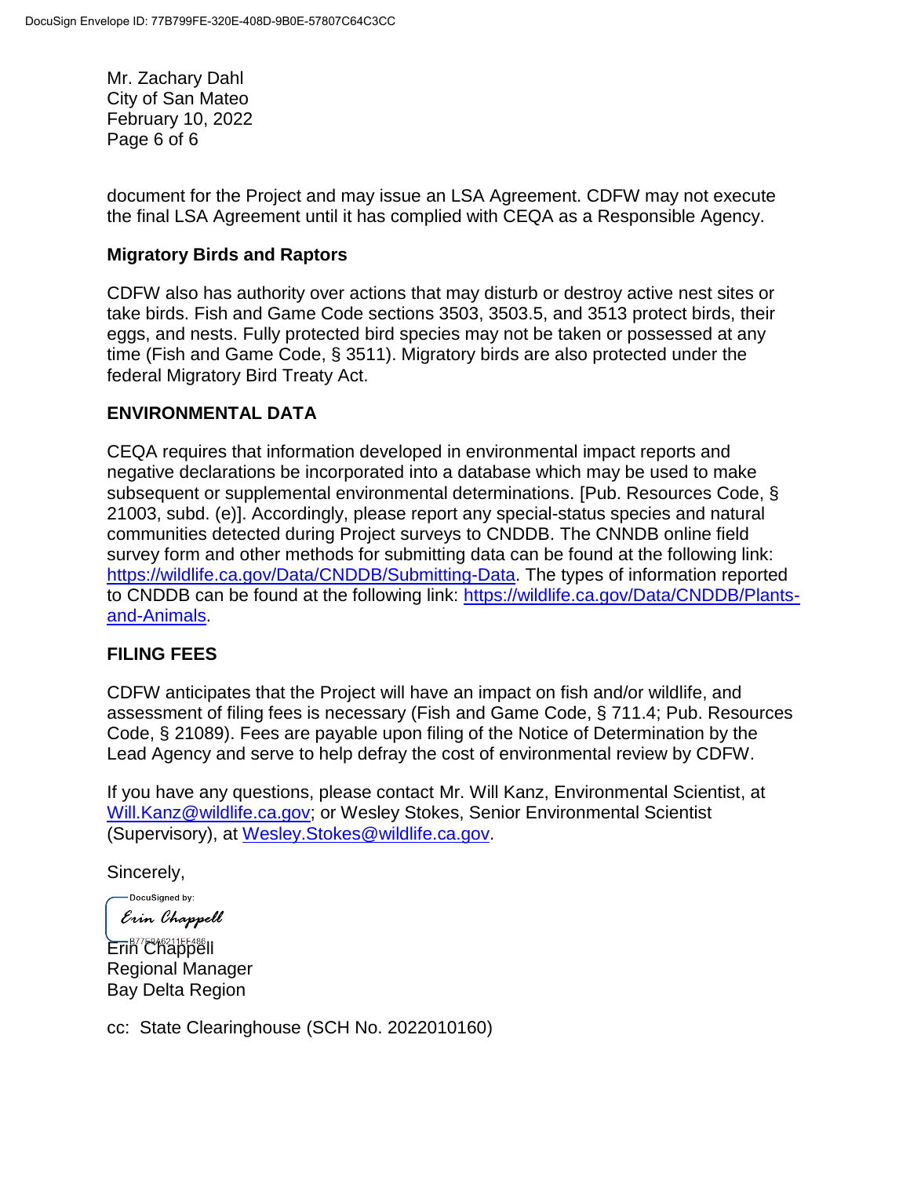document for the Project and may issue an LSA Agreement. CDFW may not execute the final LSA Agreement until it has complied with CEQA as a Responsible Agency.

**Migratory Birds and Raptors**

CDFW also has authority over actions that may disturb or destroy active nest sites or take birds. Fish and Game Code sections 3503, 3503.5, and 3513 protect birds, their eggs, and nests. Fully protected bird species may not be taken or possessed at any time (Fish and Game Code, § 3511). Migratory birds are also protected under the federal Migratory Bird Treaty Act.

## ENVIRONMENTAL DATA

CEQA requires that information developed in environmental impact reports and negative declarations be incorporated into a database which may be used to make subsequent or supplemental environmental determinations. [Pub. Resources Code, § 21003, subd. (e)]. Accordingly, please report any special-status species and natural communities detected during Project surveys to CNDDB. The CNNDB online field survey form and other methods for submitting data can be found at the following link: https://wildlife.ca.gov/Data/CNDDB/Submitting-Data. The types of information reported to CNDDB can be found at the following link: https://wildlife.ca.gov/Data/CNDDB/Plants-and-Animals.

## FILING FEES

CDFW anticipates that the Project will have an impact on fish and/or wildlife, and assessment of filing fees is necessary (Fish and Game Code, § 711.4; Pub. Resources Code, § 21089). Fees are payable upon filing of the Notice of Determination by the Lead Agency and serve to help defray the cost of environmental review by CDFW.

If you have any questions, please contact Mr. Will Kanz, Environmental Scientist, at Will.Kanz@wildlife.ca.gov; or Wesley Stokes, Senior Environmental Scientist (Supervisory), at Wesley.Stokes@wildlife.ca.gov.

Sincerely,

DocuSigned by:
Erin Chappell
B7758A6211EF486

Erin Chappell
Regional Manager
Bay Delta Region

cc: State Clearinghouse (SCH No. 2022010160)